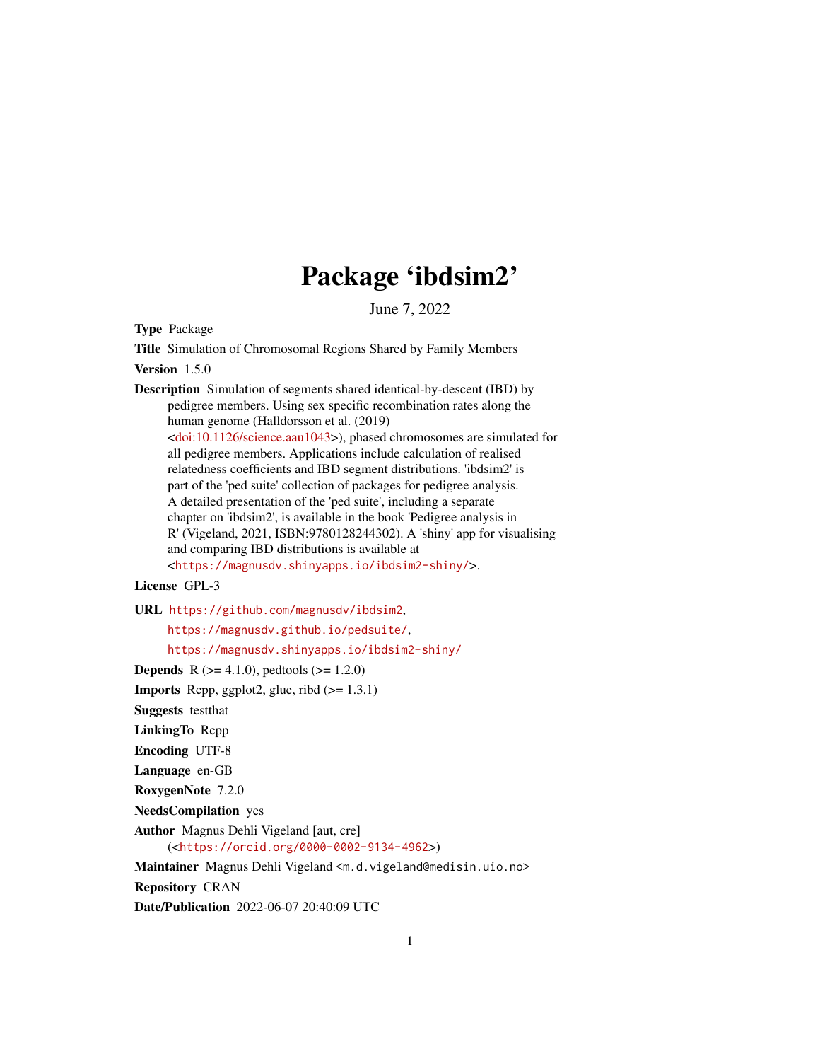# Package 'ibdsim2'

June 7, 2022

**Type** Package

**Title** Simulation of Chromosomal Regions Shared by Family Members

**Version** 1.5.0

**Description** Simulation of segments shared identical-by-descent (IBD) by pedigree members. Using sex specific recombination rates along the human genome (Halldorsson et al. (2019) <doi:10.1126/science.aau1043>), phased chromosomes are simulated for all pedigree members. Applications include calculation of realised relatedness coefficients and IBD segment distributions. 'ibdsim2' is part of the 'ped suite' collection of packages for pedigree analysis. A detailed presentation of the 'ped suite', including a separate chapter on 'ibdsim2', is available in the book 'Pedigree analysis in R' (Vigeland, 2021, ISBN:9780128244302). A 'shiny' app for visualising and comparing IBD distributions is available at <https://magnusdv.shinyapps.io/ibdsim2-shiny/>.

**License** GPL-3

**URL** https://github.com/magnusdv/ibdsim2, https://magnusdv.github.io/pedsuite/, https://magnusdv.shinyapps.io/ibdsim2-shiny/

**Depends** R (>= 4.1.0), pedtools (>= 1.2.0)

**Imports** Rcpp, ggplot2, glue, ribd (>= 1.3.1)

**Suggests** testthat

**LinkingTo** Rcpp

**Encoding** UTF-8

**Language** en-GB

**RoxygenNote** 7.2.0

**NeedsCompilation** yes

**Author** Magnus Dehli Vigeland [aut, cre] (<https://orcid.org/0000-0002-9134-4962>)

**Maintainer** Magnus Dehli Vigeland <m.d.vigeland@medisin.uio.no>

**Repository** CRAN

**Date/Publication** 2022-06-07 20:40:09 UTC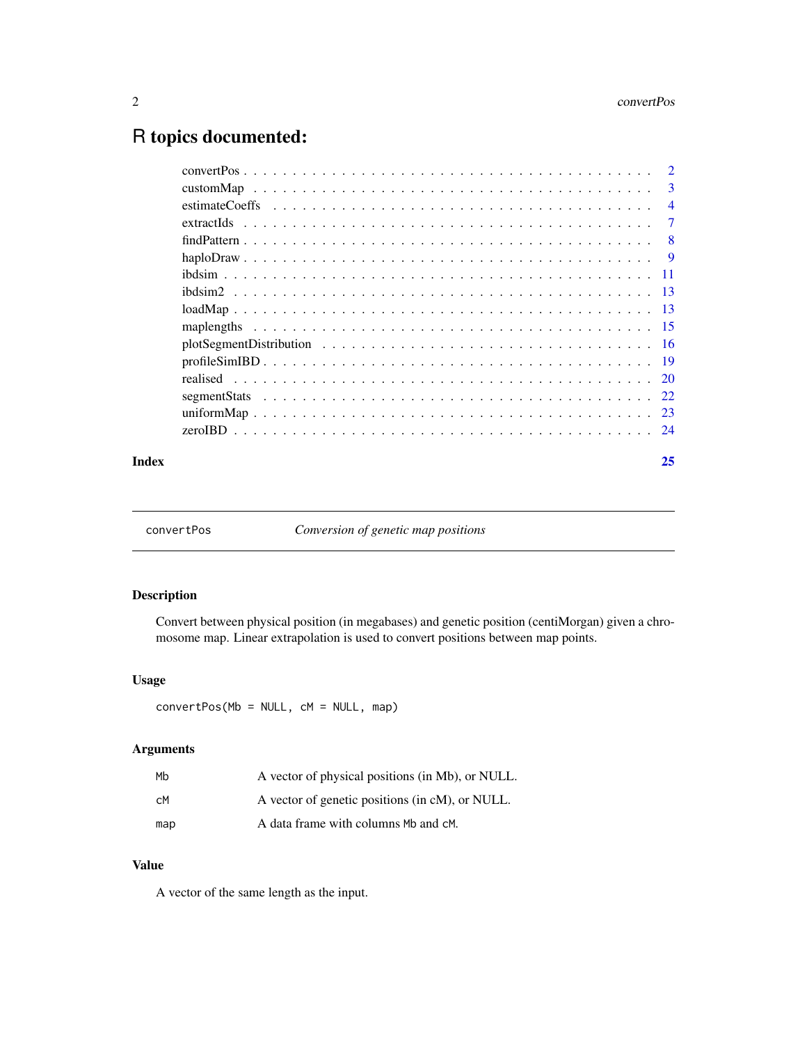# R topics documented:

| | |
|---|---|
| convertPos | 2 |
| customMap | 3 |
| estimateCoeffs | 4 |
| extractIds | 7 |
| findPattern | 8 |
| haploDraw | 9 |
| ibdsim | 11 |
| ibdsim2 | 13 |
| loadMap | 13 |
| maplengths | 15 |
| plotSegmentDistribution | 16 |
| profileSimIBD | 19 |
| realised | 20 |
| segmentStats | 22 |
| uniformMap | 23 |
| zeroIBD | 24 |
| **Index** | **25** |

---

`convertPos` *Conversion of genetic map positions*

---

## Description

Convert between physical position (in megabases) and genetic position (centiMorgan) given a chromosome map. Linear extrapolation is used to convert positions between map points.

## Usage

```
convertPos(Mb = NULL, cM = NULL, map)
```

## Arguments

| | |
|---|---|
| `Mb` | A vector of physical positions (in Mb), or NULL. |
| `cM` | A vector of genetic positions (in cM), or NULL. |
| `map` | A data frame with columns `Mb` and `cM`. |

## Value

A vector of the same length as the input.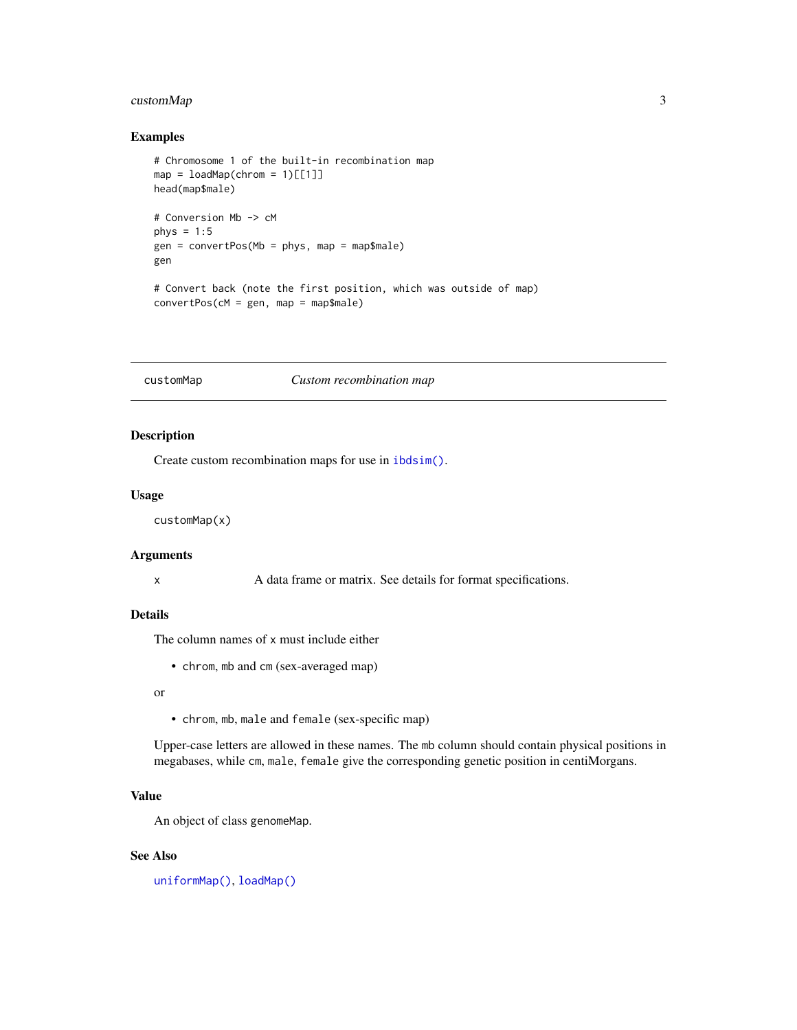### Examples

```
# Chromosome 1 of the built-in recombination map
map = loadMap(chrom = 1)[[1]]
head(map$male)

# Conversion Mb -> cM
phys = 1:5
gen = convertPos(Mb = phys, map = map$male)
gen

# Convert back (note the first position, which was outside of map)
convertPos(cM = gen, map = map$male)
```

---

## customMap — *Custom recombination map*

---

### Description

Create custom recombination maps for use in `ibdsim()`.

### Usage

```
customMap(x)
```

### Arguments

| | |
|---|---|
| `x` | A data frame or matrix. See details for format specifications. |

### Details

The column names of `x` must include either

- `chrom`, `mb` and `cm` (sex-averaged map)

or

- `chrom`, `mb`, `male` and `female` (sex-specific map)

Upper-case letters are allowed in these names. The `mb` column should contain physical positions in megabases, while `cm`, `male`, `female` give the corresponding genetic position in centiMorgans.

### Value

An object of class `genomeMap`.

### See Also

`uniformMap()`, `loadMap()`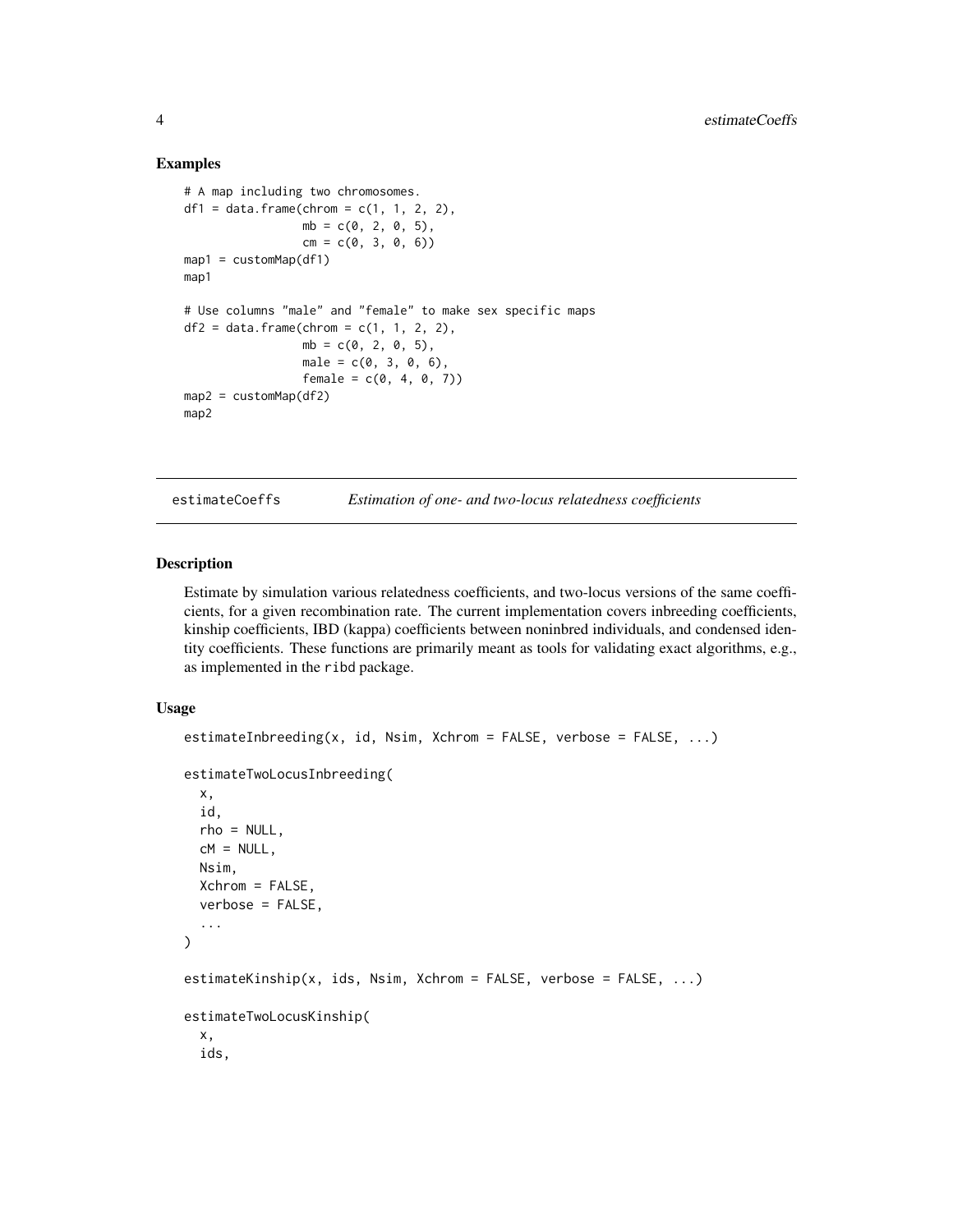### Examples

```
# A map including two chromosomes.
df1 = data.frame(chrom = c(1, 1, 2, 2),
                 mb = c(0, 2, 0, 5),
                 cm = c(0, 3, 0, 6))
map1 = customMap(df1)
map1

# Use columns "male" and "female" to make sex specific maps
df2 = data.frame(chrom = c(1, 1, 2, 2),
                 mb = c(0, 2, 0, 5),
                 male = c(0, 3, 0, 6),
                 female = c(0, 4, 0, 7))
map2 = customMap(df2)
map2
```

## estimateCoeffs — *Estimation of one- and two-locus relatedness coefficients*

### Description

Estimate by simulation various relatedness coefficients, and two-locus versions of the same coefficients, for a given recombination rate. The current implementation covers inbreeding coefficients, kinship coefficients, IBD (kappa) coefficients between noninbred individuals, and condensed identity coefficients. These functions are primarily meant as tools for validating exact algorithms, e.g., as implemented in the ribd package.

### Usage

```
estimateInbreeding(x, id, Nsim, Xchrom = FALSE, verbose = FALSE, ...)

estimateTwoLocusInbreeding(
  x,
  id,
  rho = NULL,
  cM = NULL,
  Nsim,
  Xchrom = FALSE,
  verbose = FALSE,
  ...
)

estimateKinship(x, ids, Nsim, Xchrom = FALSE, verbose = FALSE, ...)

estimateTwoLocusKinship(
  x,
  ids,
```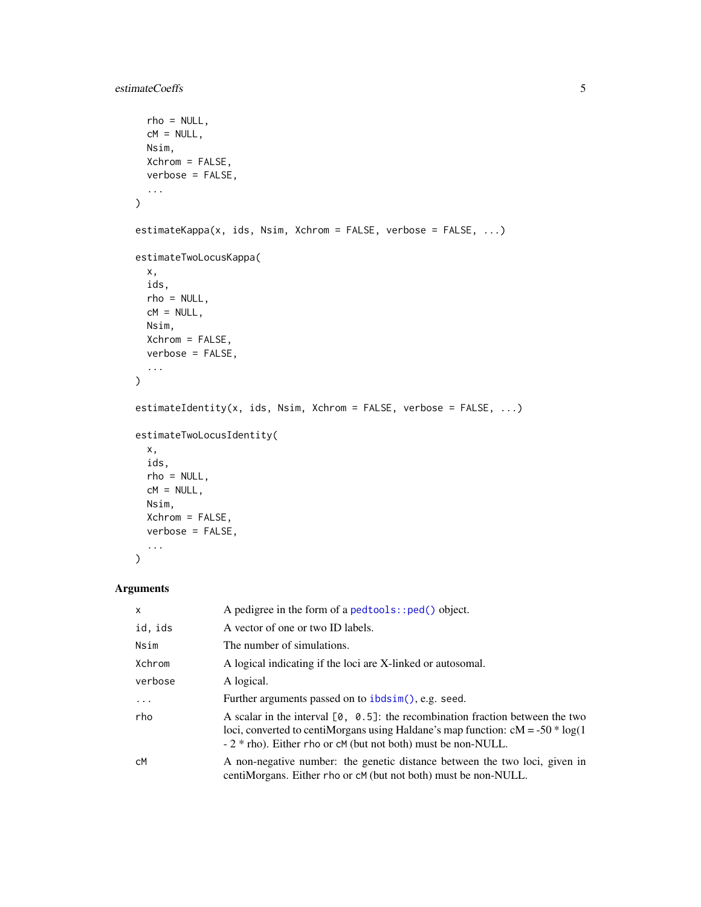```
  rho = NULL,
  cM = NULL,
  Nsim,
  Xchrom = FALSE,
  verbose = FALSE,
  ...
)

estimateKappa(x, ids, Nsim, Xchrom = FALSE, verbose = FALSE, ...)

estimateTwoLocusKappa(
  x,
  ids,
  rho = NULL,
  cM = NULL,
  Nsim,
  Xchrom = FALSE,
  verbose = FALSE,
  ...
)

estimateIdentity(x, ids, Nsim, Xchrom = FALSE, verbose = FALSE, ...)

estimateTwoLocusIdentity(
  x,
  ids,
  rho = NULL,
  cM = NULL,
  Nsim,
  Xchrom = FALSE,
  verbose = FALSE,
  ...
)
```

## Arguments

| | |
|---|---|
| `x` | A pedigree in the form of a `pedtools::ped()` object. |
| `id, ids` | A vector of one or two ID labels. |
| `Nsim` | The number of simulations. |
| `Xchrom` | A logical indicating if the loci are X-linked or autosomal. |
| `verbose` | A logical. |
| `...` | Further arguments passed on to `ibdsim()`, e.g. `seed`. |
| `rho` | A scalar in the interval `[0, 0.5]`: the recombination fraction between the two loci, converted to centiMorgans using Haldane's map function: cM = -50 * log(1 - 2 * rho). Either `rho` or `cM` (but not both) must be non-NULL. |
| `cM` | A non-negative number: the genetic distance between the two loci, given in centiMorgans. Either `rho` or `cM` (but not both) must be non-NULL. |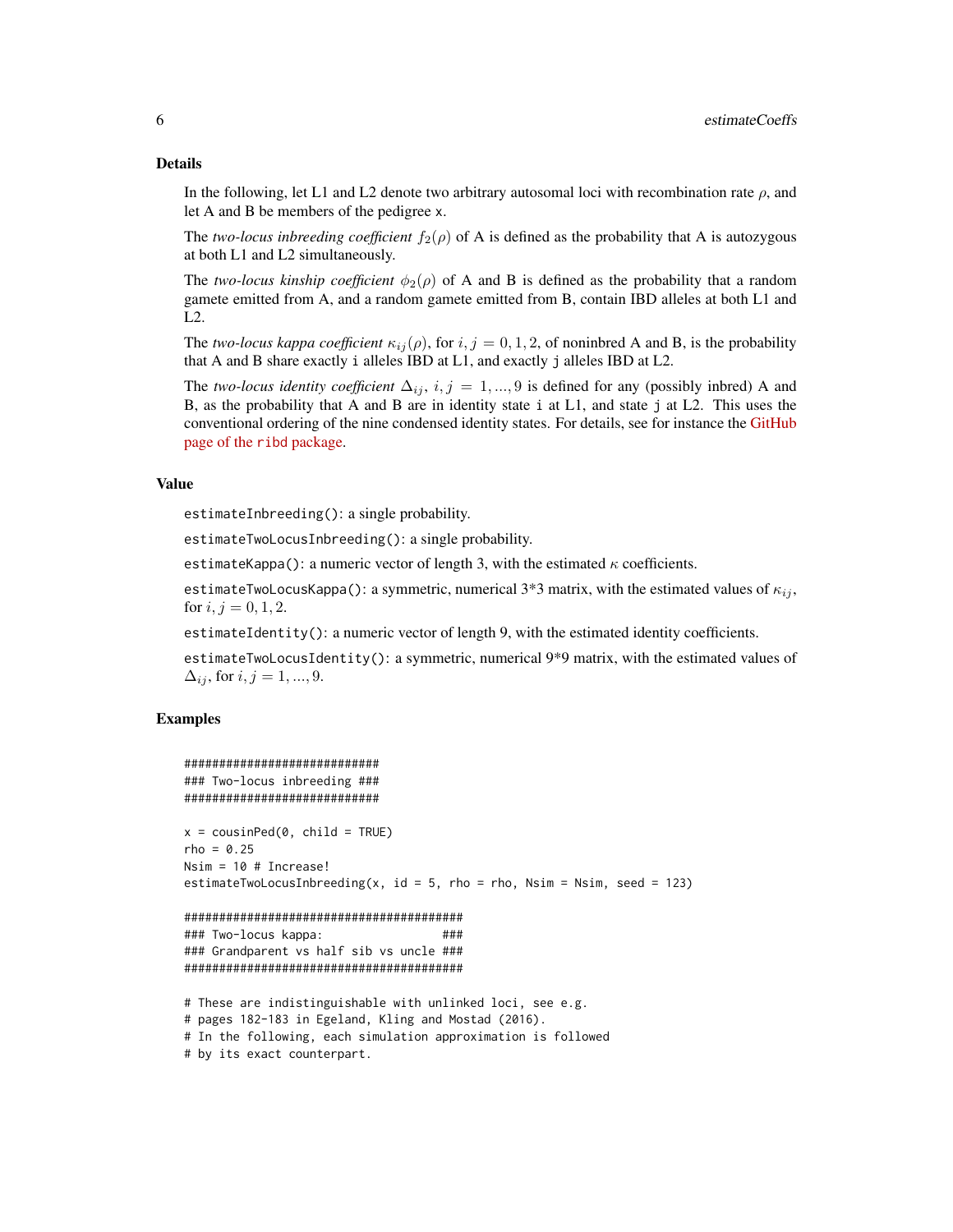## Details

In the following, let L1 and L2 denote two arbitrary autosomal loci with recombination rate $\rho$, and let A and B be members of the pedigree `x`.

The *two-locus inbreeding coefficient* $f_2(\rho)$ of A is defined as the probability that A is autozygous at both L1 and L2 simultaneously.

The *two-locus kinship coefficient* $\phi_2(\rho)$ of A and B is defined as the probability that a random gamete emitted from A, and a random gamete emitted from B, contain IBD alleles at both L1 and L2.

The *two-locus kappa coefficient* $\kappa_{ij}(\rho)$, for $i, j = 0, 1, 2$, of noninbred A and B, is the probability that A and B share exactly `i` alleles IBD at L1, and exactly `j` alleles IBD at L2.

The *two-locus identity coefficient* $\Delta_{ij}$, $i, j = 1, ..., 9$ is defined for any (possibly inbred) A and B, as the probability that A and B are in identity state `i` at L1, and state `j` at L2. This uses the conventional ordering of the nine condensed identity states. For details, see for instance the GitHub page of the `ribd` package.

## Value

`estimateInbreeding()`: a single probability.

`estimateTwoLocusInbreeding()`: a single probability.

`estimateKappa()`: a numeric vector of length 3, with the estimated $\kappa$ coefficients.

`estimateTwoLocusKappa()`: a symmetric, numerical 3*3 matrix, with the estimated values of $\kappa_{ij}$, for $i, j = 0, 1, 2$.

`estimateIdentity()`: a numeric vector of length 9, with the estimated identity coefficients.

`estimateTwoLocusIdentity()`: a symmetric, numerical 9*9 matrix, with the estimated values of $\Delta_{ij}$, for $i, j = 1, ..., 9$.

## Examples

```
############################
### Two-locus inbreeding ###
############################

x = cousinPed(0, child = TRUE)
rho = 0.25
Nsim = 10 # Increase!
estimateTwoLocusInbreeding(x, id = 5, rho = rho, Nsim = Nsim, seed = 123)

########################################
### Two-locus kappa:               ###
### Grandparent vs half sib vs uncle ###
########################################

# These are indistinguishable with unlinked loci, see e.g.
# pages 182-183 in Egeland, Kling and Mostad (2016).
# In the following, each simulation approximation is followed
# by its exact counterpart.
```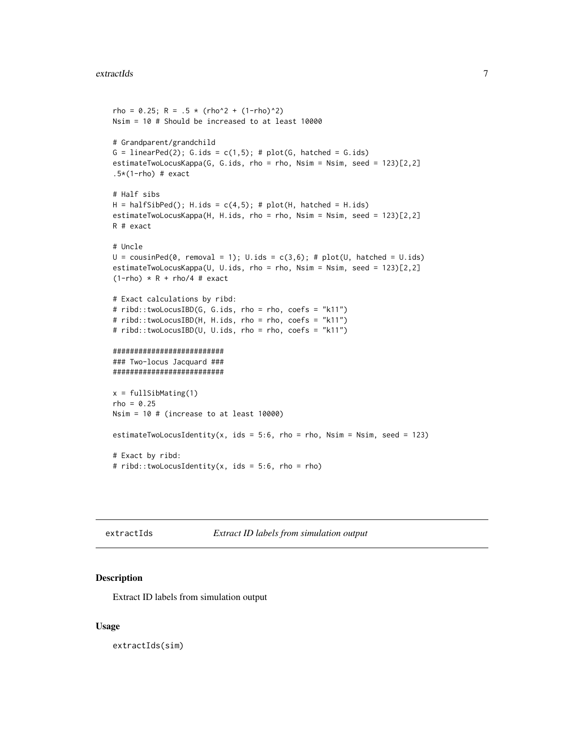```
rho = 0.25; R = .5 * (rho^2 + (1-rho)^2)
Nsim = 10 # Should be increased to at least 10000

# Grandparent/grandchild
G = linearPed(2); G.ids = c(1,5); # plot(G, hatched = G.ids)
estimateTwoLocusKappa(G, G.ids, rho = rho, Nsim = Nsim, seed = 123)[2,2]
.5*(1-rho) # exact

# Half sibs
H = halfSibPed(); H.ids = c(4,5); # plot(H, hatched = H.ids)
estimateTwoLocusKappa(H, H.ids, rho = rho, Nsim = Nsim, seed = 123)[2,2]
R # exact

# Uncle
U = cousinPed(0, removal = 1); U.ids = c(3,6); # plot(U, hatched = U.ids)
estimateTwoLocusKappa(U, U.ids, rho = rho, Nsim = Nsim, seed = 123)[2,2]
(1-rho) * R + rho/4 # exact

# Exact calculations by ribd:
# ribd::twoLocusIBD(G, G.ids, rho = rho, coefs = "k11")
# ribd::twoLocusIBD(H, H.ids, rho = rho, coefs = "k11")
# ribd::twoLocusIBD(U, U.ids, rho = rho, coefs = "k11")

##########################
### Two-locus Jacquard ###
##########################

x = fullSibMating(1)
rho = 0.25
Nsim = 10 # (increase to at least 10000)

estimateTwoLocusIdentity(x, ids = 5:6, rho = rho, Nsim = Nsim, seed = 123)

# Exact by ribd:
# ribd::twoLocusIdentity(x, ids = 5:6, rho = rho)
```

---

extractIds *Extract ID labels from simulation output*

## Description

Extract ID labels from simulation output

## Usage

```
extractIds(sim)
```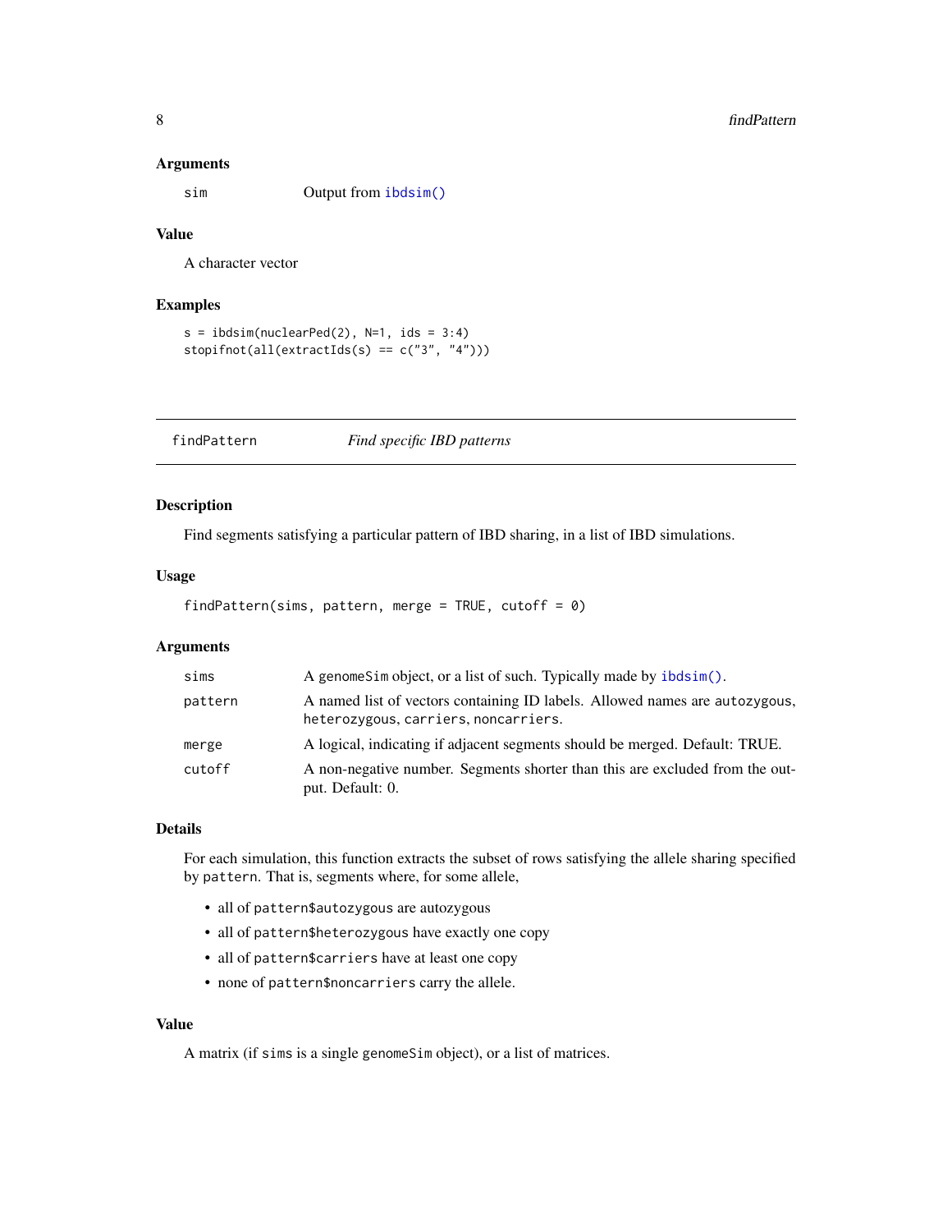### Arguments

| | |
|---|---|
| `sim` | Output from `ibdsim()` |

### Value

A character vector

### Examples

```
s = ibdsim(nuclearPed(2), N=1, ids = 3:4)
stopifnot(all(extractIds(s) == c("3", "4")))
```

---

## findPattern — *Find specific IBD patterns*

---

### Description

Find segments satisfying a particular pattern of IBD sharing, in a list of IBD simulations.

### Usage

```
findPattern(sims, pattern, merge = TRUE, cutoff = 0)
```

### Arguments

| | |
|---|---|
| `sims` | A `genomeSim` object, or a list of such. Typically made by `ibdsim()`. |
| `pattern` | A named list of vectors containing ID labels. Allowed names are `autozygous`, `heterozygous`, `carriers`, `noncarriers`. |
| `merge` | A logical, indicating if adjacent segments should be merged. Default: TRUE. |
| `cutoff` | A non-negative number. Segments shorter than this are excluded from the output. Default: 0. |

### Details

For each simulation, this function extracts the subset of rows satisfying the allele sharing specified by `pattern`. That is, segments where, for some allele,

- all of `pattern$autozygous` are autozygous
- all of `pattern$heterozygous` have exactly one copy
- all of `pattern$carriers` have at least one copy
- none of `pattern$noncarriers` carry the allele.

### Value

A matrix (if `sims` is a single `genomeSim` object), or a list of matrices.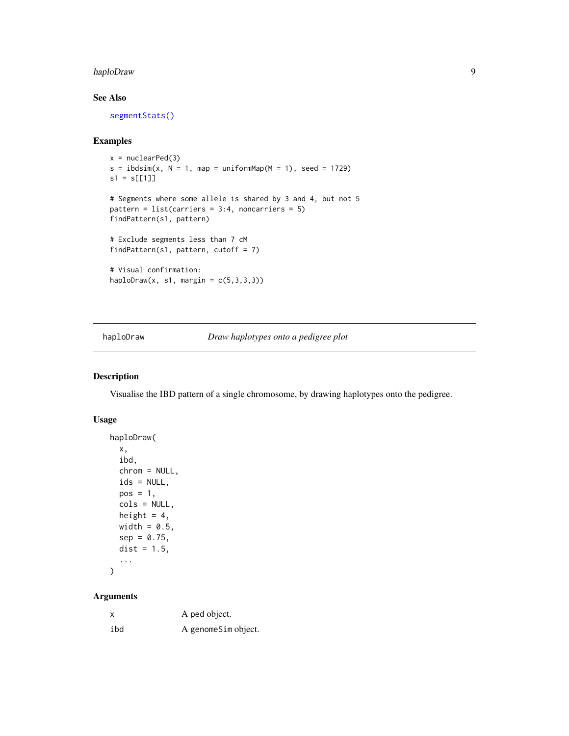### See Also

`segmentStats()`

### Examples

```
x = nuclearPed(3)
s = ibdsim(x, N = 1, map = uniformMap(M = 1), seed = 1729)
s1 = s[[1]]

# Segments where some allele is shared by 3 and 4, but not 5
pattern = list(carriers = 3:4, noncarriers = 5)
findPattern(s1, pattern)

# Exclude segments less than 7 cM
findPattern(s1, pattern, cutoff = 7)

# Visual confirmation:
haploDraw(x, s1, margin = c(5,3,3,3))
```

---

## `haploDraw` *Draw haplotypes onto a pedigree plot*

---

### Description

Visualise the IBD pattern of a single chromosome, by drawing haplotypes onto the pedigree.

### Usage

```
haploDraw(
  x,
  ibd,
  chrom = NULL,
  ids = NULL,
  pos = 1,
  cols = NULL,
  height = 4,
  width = 0.5,
  sep = 0.75,
  dist = 1.5,
  ...
)
```

### Arguments

| | |
|---|---|
| `x` | A ped object. |
| `ibd` | A `genomeSim` object. |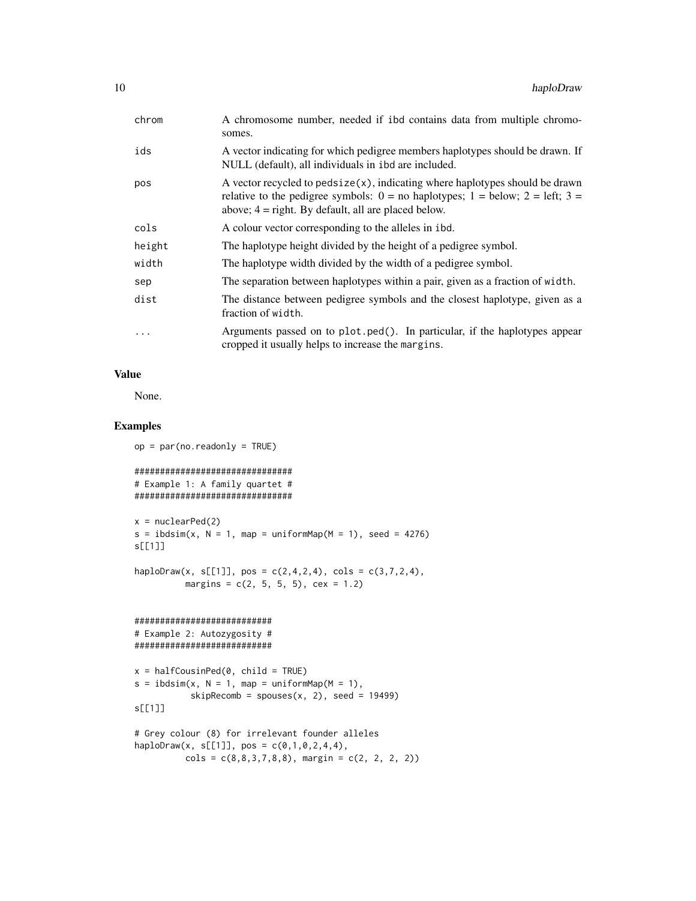| | |
|---|---|
| chrom | A chromosome number, needed if ibd contains data from multiple chromosomes. |
| ids | A vector indicating for which pedigree members haplotypes should be drawn. If NULL (default), all individuals in ibd are included. |
| pos | A vector recycled to pedsize(x), indicating where haplotypes should be drawn relative to the pedigree symbols: 0 = no haplotypes; 1 = below; 2 = left; 3 = above; 4 = right. By default, all are placed below. |
| cols | A colour vector corresponding to the alleles in ibd. |
| height | The haplotype height divided by the height of a pedigree symbol. |
| width | The haplotype width divided by the width of a pedigree symbol. |
| sep | The separation between haplotypes within a pair, given as a fraction of width. |
| dist | The distance between pedigree symbols and the closest haplotype, given as a fraction of width. |
| ... | Arguments passed on to plot.ped(). In particular, if the haplotypes appear cropped it usually helps to increase the margins. |

## Value

None.

## Examples

```
op = par(no.readonly = TRUE)

###############################
# Example 1: A family quartet #
###############################

x = nuclearPed(2)
s = ibdsim(x, N = 1, map = uniformMap(M = 1), seed = 4276)
s[[1]]

haploDraw(x, s[[1]], pos = c(2,4,2,4), cols = c(3,7,2,4),
          margins = c(2, 5, 5, 5), cex = 1.2)


###########################
# Example 2: Autozygosity #
###########################

x = halfCousinPed(0, child = TRUE)
s = ibdsim(x, N = 1, map = uniformMap(M = 1),
           skipRecomb = spouses(x, 2), seed = 19499)
s[[1]]

# Grey colour (8) for irrelevant founder alleles
haploDraw(x, s[[1]], pos = c(0,1,0,2,4,4),
          cols = c(8,8,3,7,8,8), margin = c(2, 2, 2, 2))
```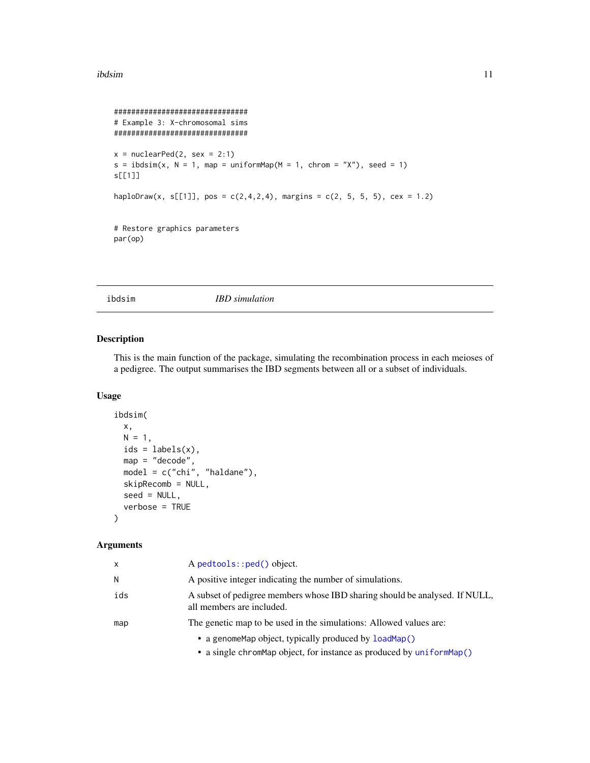```
###############################
# Example 3: X-chromosomal sims
###############################

x = nuclearPed(2, sex = 2:1)
s = ibdsim(x, N = 1, map = uniformMap(M = 1, chrom = "X"), seed = 1)
s[[1]]

haploDraw(x, s[[1]], pos = c(2,4,2,4), margins = c(2, 5, 5, 5), cex = 1.2)


# Restore graphics parameters
par(op)
```

---

## ibdsim — *IBD simulation*

---

### Description

This is the main function of the package, simulating the recombination process in each meioses of a pedigree. The output summarises the IBD segments between all or a subset of individuals.

### Usage

```
ibdsim(
  x,
  N = 1,
  ids = labels(x),
  map = "decode",
  model = c("chi", "haldane"),
  skipRecomb = NULL,
  seed = NULL,
  verbose = TRUE
)
```

### Arguments

| | |
|---|---|
| x | A `pedtools::ped()` object. |
| N | A positive integer indicating the number of simulations. |
| ids | A subset of pedigree members whose IBD sharing should be analysed. If NULL, all members are included. |
| map | The genetic map to be used in the simulations: Allowed values are:<br>• a genomeMap object, typically produced by `loadMap()`<br>• a single chromMap object, for instance as produced by `uniformMap()` |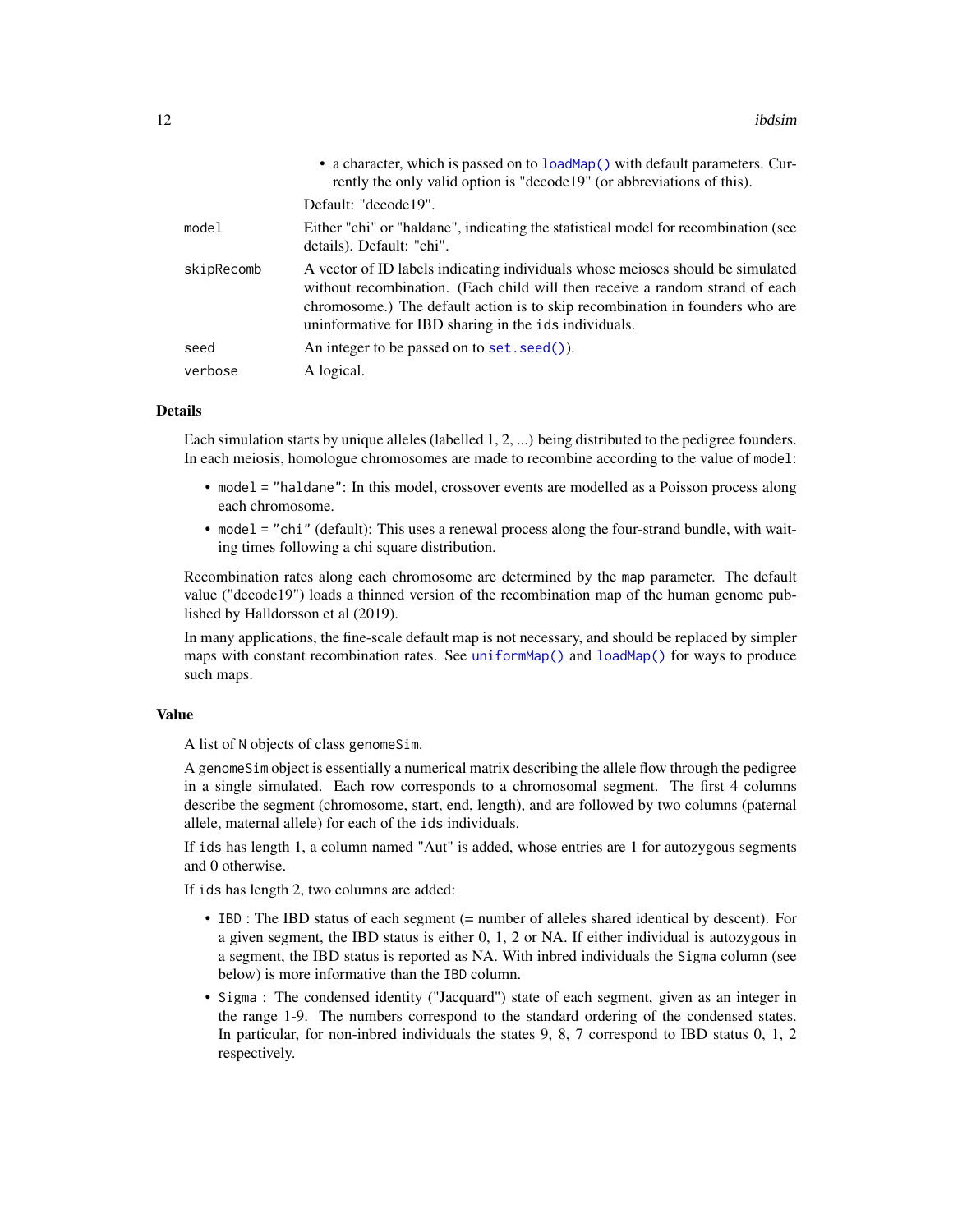- a character, which is passed on to `loadMap()` with default parameters. Currently the only valid option is "decode19" (or abbreviations of this).

  Default: "decode19".

| | |
|---|---|
| `model` | Either "chi" or "haldane", indicating the statistical model for recombination (see details). Default: "chi". |
| `skipRecomb` | A vector of ID labels indicating individuals whose meioses should be simulated without recombination. (Each child will then receive a random strand of each chromosome.) The default action is to skip recombination in founders who are uninformative for IBD sharing in the `ids` individuals. |
| `seed` | An integer to be passed on to `set.seed()`). |
| `verbose` | A logical. |

## Details

Each simulation starts by unique alleles (labelled 1, 2, ...) being distributed to the pedigree founders. In each meiosis, homologue chromosomes are made to recombine according to the value of `model`:

- `model = "haldane"`: In this model, crossover events are modelled as a Poisson process along each chromosome.
- `model = "chi"` (default): This uses a renewal process along the four-strand bundle, with waiting times following a chi square distribution.

Recombination rates along each chromosome are determined by the `map` parameter. The default value ("decode19") loads a thinned version of the recombination map of the human genome published by Halldorsson et al (2019).

In many applications, the fine-scale default map is not necessary, and should be replaced by simpler maps with constant recombination rates. See `uniformMap()` and `loadMap()` for ways to produce such maps.

## Value

A list of `N` objects of class `genomeSim`.

A `genomeSim` object is essentially a numerical matrix describing the allele flow through the pedigree in a single simulated. Each row corresponds to a chromosomal segment. The first 4 columns describe the segment (chromosome, start, end, length), and are followed by two columns (paternal allele, maternal allele) for each of the `ids` individuals.

If `ids` has length 1, a column named "Aut" is added, whose entries are 1 for autozygous segments and 0 otherwise.

If `ids` has length 2, two columns are added:

- `IBD` : The IBD status of each segment (= number of alleles shared identical by descent). For a given segment, the IBD status is either 0, 1, 2 or NA. If either individual is autozygous in a segment, the IBD status is reported as NA. With inbred individuals the `Sigma` column (see below) is more informative than the `IBD` column.
- `Sigma` : The condensed identity ("Jacquard") state of each segment, given as an integer in the range 1-9. The numbers correspond to the standard ordering of the condensed states. In particular, for non-inbred individuals the states 9, 8, 7 correspond to IBD status 0, 1, 2 respectively.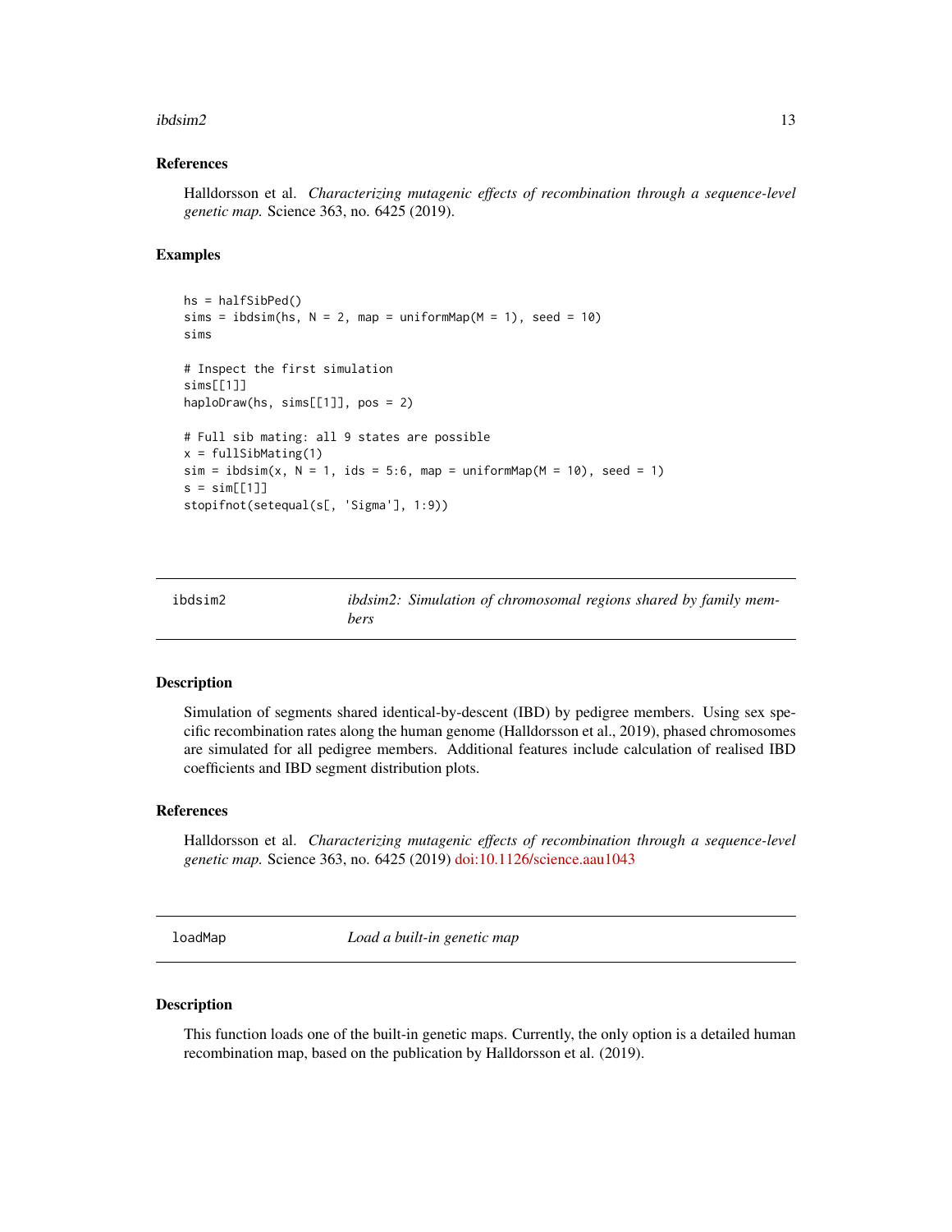### References

Halldorsson et al. *Characterizing mutagenic effects of recombination through a sequence-level genetic map.* Science 363, no. 6425 (2019).

### Examples

```
hs = halfSibPed()
sims = ibdsim(hs, N = 2, map = uniformMap(M = 1), seed = 10)
sims

# Inspect the first simulation
sims[[1]]
haploDraw(hs, sims[[1]], pos = 2)

# Full sib mating: all 9 states are possible
x = fullSibMating(1)
sim = ibdsim(x, N = 1, ids = 5:6, map = uniformMap(M = 10), seed = 1)
s = sim[[1]]
stopifnot(setequal(s[, 'Sigma'], 1:9))
```

---

## ibdsim2 — *ibdsim2: Simulation of chromosomal regions shared by family members*

### Description

Simulation of segments shared identical-by-descent (IBD) by pedigree members. Using sex specific recombination rates along the human genome (Halldorsson et al., 2019), phased chromosomes are simulated for all pedigree members. Additional features include calculation of realised IBD coefficients and IBD segment distribution plots.

### References

Halldorsson et al. *Characterizing mutagenic effects of recombination through a sequence-level genetic map.* Science 363, no. 6425 (2019) doi:10.1126/science.aau1043

---

## loadMap — *Load a built-in genetic map*

### Description

This function loads one of the built-in genetic maps. Currently, the only option is a detailed human recombination map, based on the publication by Halldorsson et al. (2019).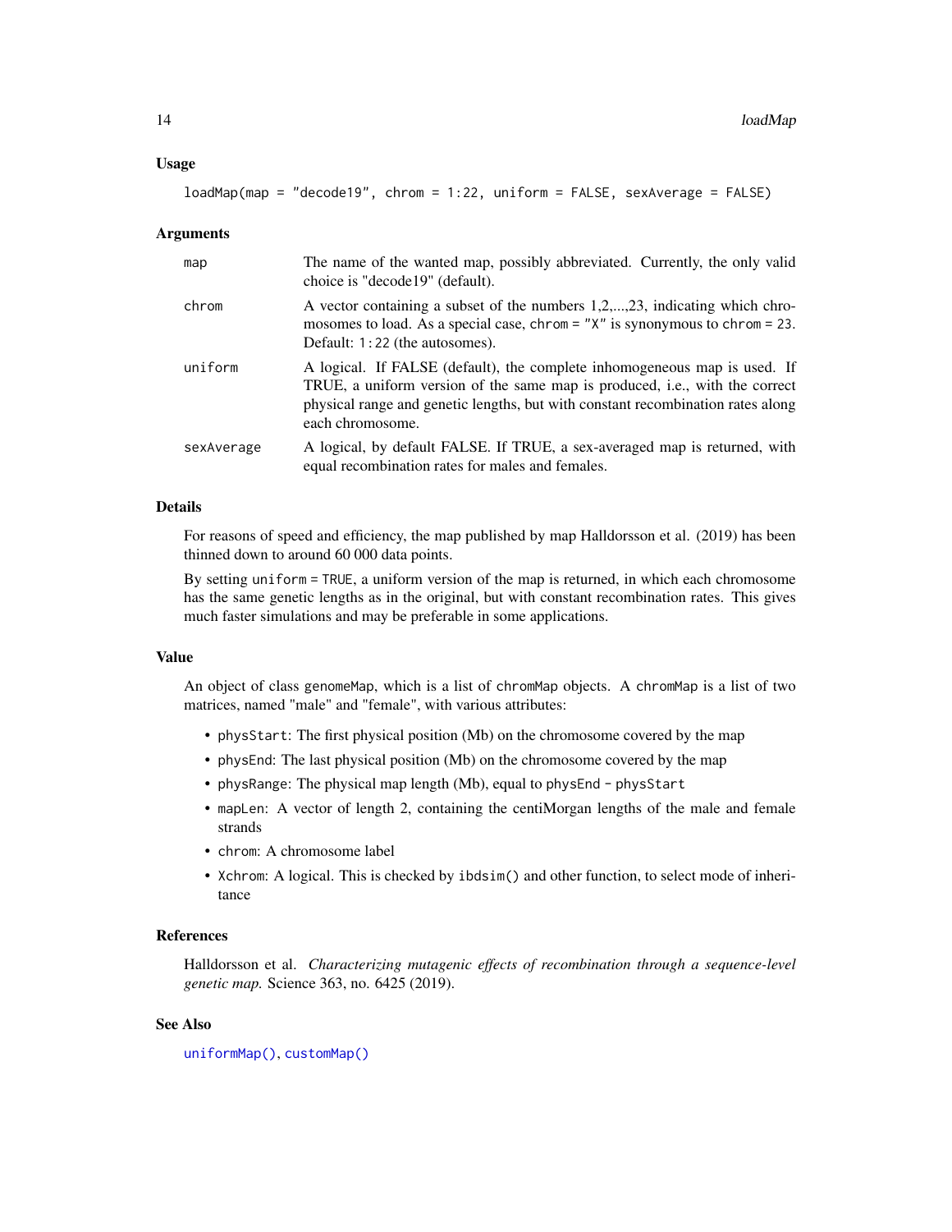### Usage

```
loadMap(map = "decode19", chrom = 1:22, uniform = FALSE, sexAverage = FALSE)
```

### Arguments

| | |
|---|---|
| `map` | The name of the wanted map, possibly abbreviated. Currently, the only valid choice is "decode19" (default). |
| `chrom` | A vector containing a subset of the numbers 1,2,...,23, indicating which chromosomes to load. As a special case, `chrom = "X"` is synonymous to `chrom = 23`. Default: `1:22` (the autosomes). |
| `uniform` | A logical. If FALSE (default), the complete inhomogeneous map is used. If TRUE, a uniform version of the same map is produced, i.e., with the correct physical range and genetic lengths, but with constant recombination rates along each chromosome. |
| `sexAverage` | A logical, by default FALSE. If TRUE, a sex-averaged map is returned, with equal recombination rates for males and females. |

### Details

For reasons of speed and efficiency, the map published by map Halldorsson et al. (2019) has been thinned down to around 60 000 data points.

By setting `uniform = TRUE`, a uniform version of the map is returned, in which each chromosome has the same genetic lengths as in the original, but with constant recombination rates. This gives much faster simulations and may be preferable in some applications.

### Value

An object of class `genomeMap`, which is a list of `chromMap` objects. A `chromMap` is a list of two matrices, named "male" and "female", with various attributes:

- `physStart`: The first physical position (Mb) on the chromosome covered by the map
- `physEnd`: The last physical position (Mb) on the chromosome covered by the map
- `physRange`: The physical map length (Mb), equal to `physEnd - physStart`
- `mapLen`: A vector of length 2, containing the centiMorgan lengths of the male and female strands
- `chrom`: A chromosome label
- `Xchrom`: A logical. This is checked by `ibdsim()` and other function, to select mode of inheritance

### References

Halldorsson et al. *Characterizing mutagenic effects of recombination through a sequence-level genetic map.* Science 363, no. 6425 (2019).

### See Also

`uniformMap()`, `customMap()`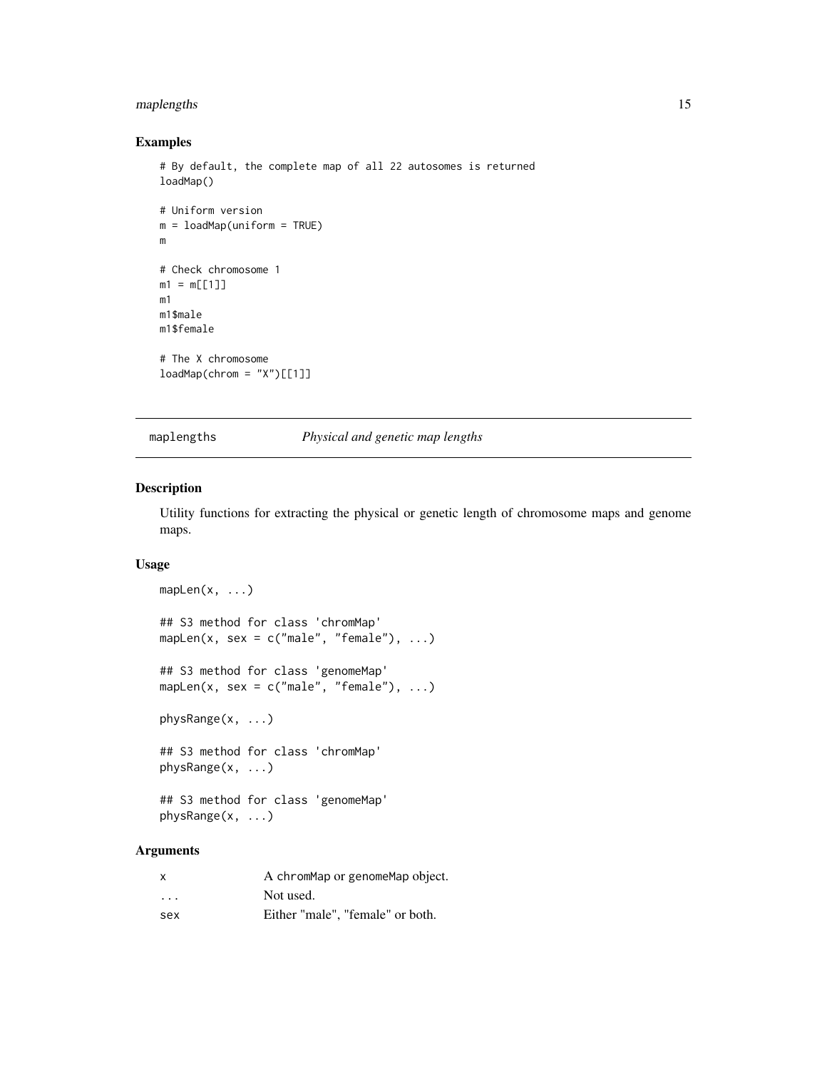## Examples

```
# By default, the complete map of all 22 autosomes is returned
loadMap()

# Uniform version
m = loadMap(uniform = TRUE)
m

# Check chromosome 1
m1 = m[[1]]
m1
m1$male
m1$female

# The X chromosome
loadMap(chrom = "X")[[1]]
```

---

# maplengths — *Physical and genetic map lengths*

## Description

Utility functions for extracting the physical or genetic length of chromosome maps and genome maps.

## Usage

```
mapLen(x, ...)

## S3 method for class 'chromMap'
mapLen(x, sex = c("male", "female"), ...)

## S3 method for class 'genomeMap'
mapLen(x, sex = c("male", "female"), ...)

physRange(x, ...)

## S3 method for class 'chromMap'
physRange(x, ...)

## S3 method for class 'genomeMap'
physRange(x, ...)
```

## Arguments

| | |
|---|---|
| x | A chromMap or genomeMap object. |
| ... | Not used. |
| sex | Either "male", "female" or both. |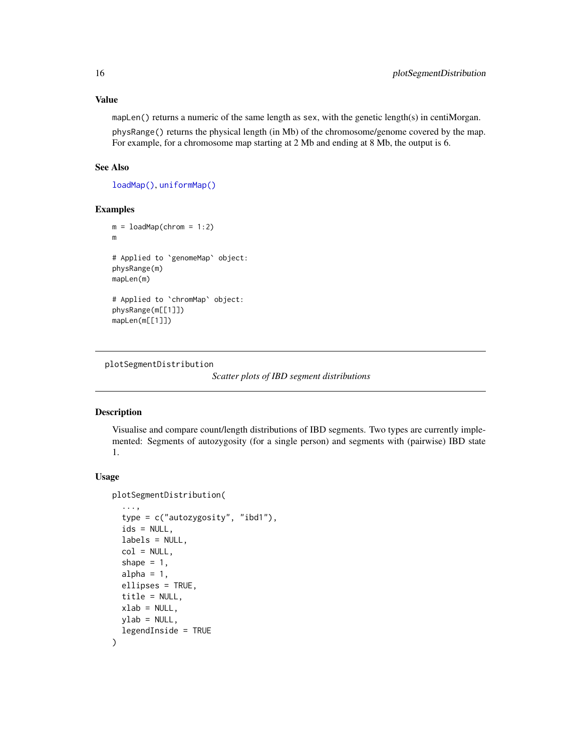## Value

`mapLen()` returns a numeric of the same length as `sex`, with the genetic length(s) in centiMorgan.

`physRange()` returns the physical length (in Mb) of the chromosome/genome covered by the map. For example, for a chromosome map starting at 2 Mb and ending at 8 Mb, the output is 6.

## See Also

`loadMap()`, `uniformMap()`

## Examples

```
m = loadMap(chrom = 1:2)
m

# Applied to `genomeMap` object:
physRange(m)
mapLen(m)

# Applied to `chromMap` object:
physRange(m[[1]])
mapLen(m[[1]])
```

---

# plotSegmentDistribution

*Scatter plots of IBD segment distributions*

---

## Description

Visualise and compare count/length distributions of IBD segments. Two types are currently implemented: Segments of autozygosity (for a single person) and segments with (pairwise) IBD state 1.

## Usage

```
plotSegmentDistribution(
  ...,
  type = c("autozygosity", "ibd1"),
  ids = NULL,
  labels = NULL,
  col = NULL,
  shape = 1,
  alpha = 1,
  ellipses = TRUE,
  title = NULL,
  xlab = NULL,
  ylab = NULL,
  legendInside = TRUE
)
```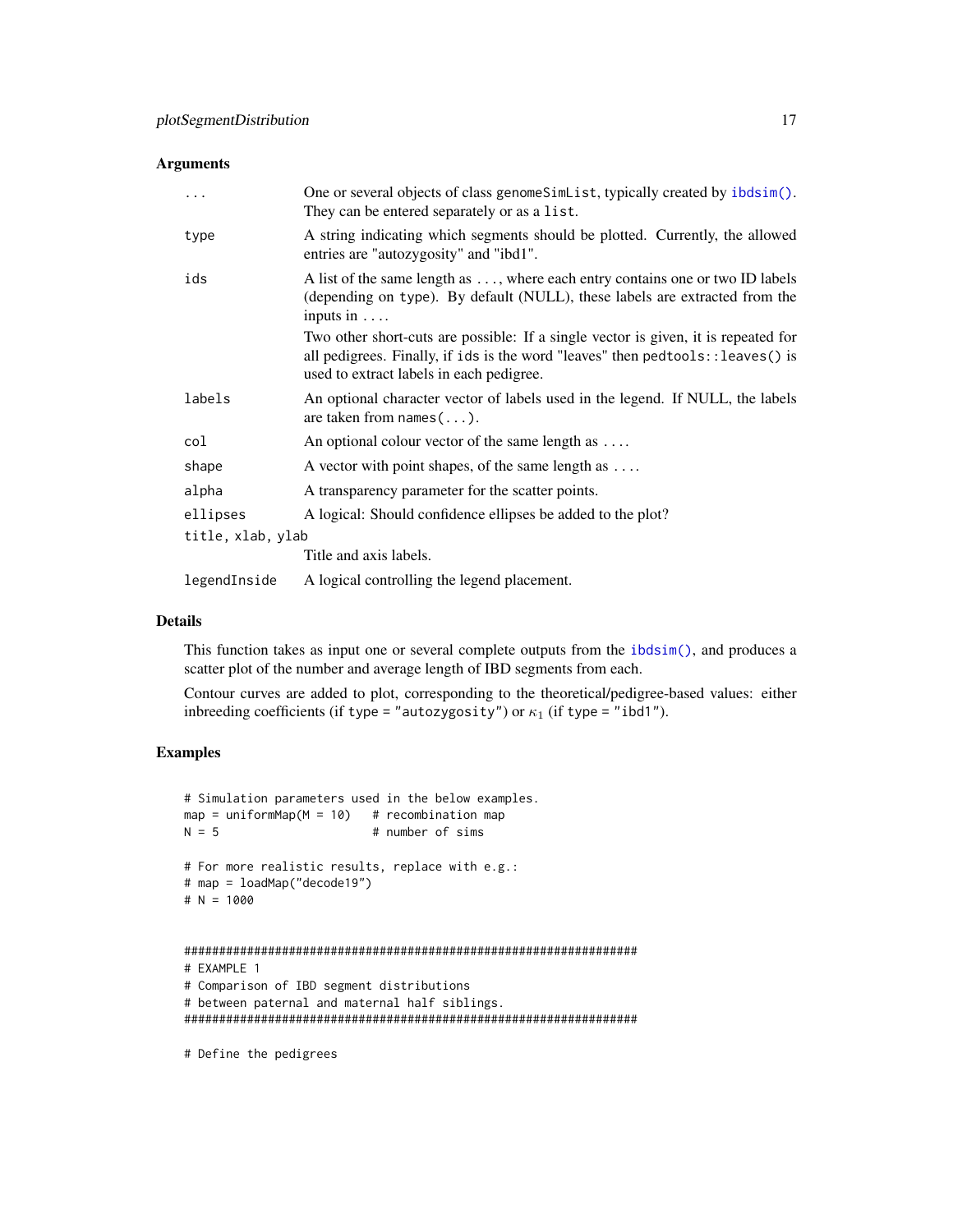## Arguments

| | |
|---|---|
| `...` | One or several objects of class `genomeSimList`, typically created by `ibdsim()`. They can be entered separately or as a `list`. |
| `type` | A string indicating which segments should be plotted. Currently, the allowed entries are "autozygosity" and "ibd1". |
| `ids` | A list of the same length as `...`, where each entry contains one or two ID labels (depending on `type`). By default (NULL), these labels are extracted from the inputs in `...`. Two other short-cuts are possible: If a single vector is given, it is repeated for all pedigrees. Finally, if `ids` is the word "leaves" then `pedtools::leaves()` is used to extract labels in each pedigree. |
| `labels` | An optional character vector of labels used in the legend. If NULL, the labels are taken from `names(...)`. |
| `col` | An optional colour vector of the same length as `...`. |
| `shape` | A vector with point shapes, of the same length as `...`. |
| `alpha` | A transparency parameter for the scatter points. |
| `ellipses` | A logical: Should confidence ellipses be added to the plot? |
| `title, xlab, ylab` | Title and axis labels. |
| `legendInside` | A logical controlling the legend placement. |

## Details

This function takes as input one or several complete outputs from the `ibdsim()`, and produces a scatter plot of the number and average length of IBD segments from each.

Contour curves are added to plot, corresponding to the theoretical/pedigree-based values: either inbreeding coefficients (if `type = "autozygosity"`) or $\kappa_1$ (if `type = "ibd1"`).

## Examples

```
# Simulation parameters used in the below examples.
map = uniformMap(M = 10)   # recombination map
N = 5                      # number of sims

# For more realistic results, replace with e.g.:
# map = loadMap("decode19")
# N = 1000


###################################################################
# EXAMPLE 1
# Comparison of IBD segment distributions
# between paternal and maternal half siblings.
###################################################################

# Define the pedigrees
```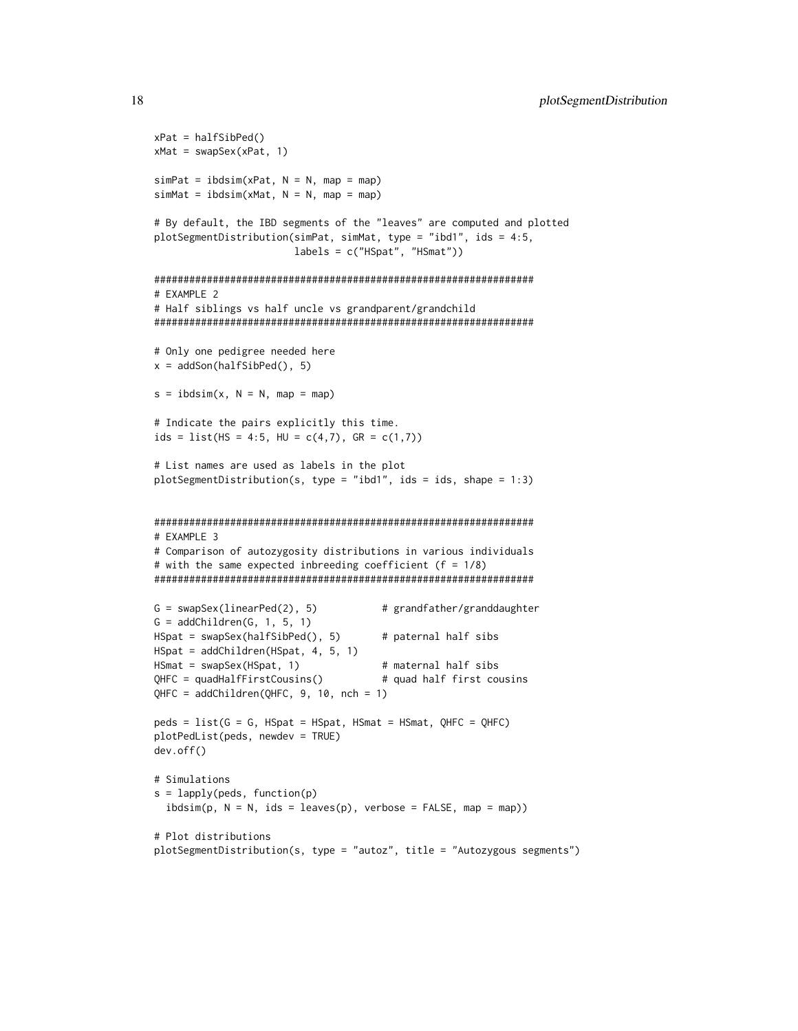```
xPat = halfSibPed()
xMat = swapSex(xPat, 1)

simPat = ibdsim(xPat, N = N, map = map)
simMat = ibdsim(xMat, N = N, map = map)

# By default, the IBD segments of the "leaves" are computed and plotted
plotSegmentDistribution(simPat, simMat, type = "ibd1", ids = 4:5,
                        labels = c("HSpat", "HSmat"))

#################################################################
# EXAMPLE 2
# Half siblings vs half uncle vs grandparent/grandchild
#################################################################

# Only one pedigree needed here
x = addSon(halfSibPed(), 5)

s = ibdsim(x, N = N, map = map)

# Indicate the pairs explicitly this time.
ids = list(HS = 4:5, HU = c(4,7), GR = c(1,7))

# List names are used as labels in the plot
plotSegmentDistribution(s, type = "ibd1", ids = ids, shape = 1:3)


#################################################################
# EXAMPLE 3
# Comparison of autozygosity distributions in various individuals
# with the same expected inbreeding coefficient (f = 1/8)
#################################################################

G = swapSex(linearPed(2), 5)           # grandfather/granddaughter
G = addChildren(G, 1, 5, 1)
HSpat = swapSex(halfSibPed(), 5)       # paternal half sibs
HSpat = addChildren(HSpat, 4, 5, 1)
HSmat = swapSex(HSpat, 1)              # maternal half sibs
QHFC = quadHalfFirstCousins()          # quad half first cousins
QHFC = addChildren(QHFC, 9, 10, nch = 1)

peds = list(G = G, HSpat = HSpat, HSmat = HSmat, QHFC = QHFC)
plotPedList(peds, newdev = TRUE)
dev.off()

# Simulations
s = lapply(peds, function(p)
  ibdsim(p, N = N, ids = leaves(p), verbose = FALSE, map = map))

# Plot distributions
plotSegmentDistribution(s, type = "autoz", title = "Autozygous segments")
```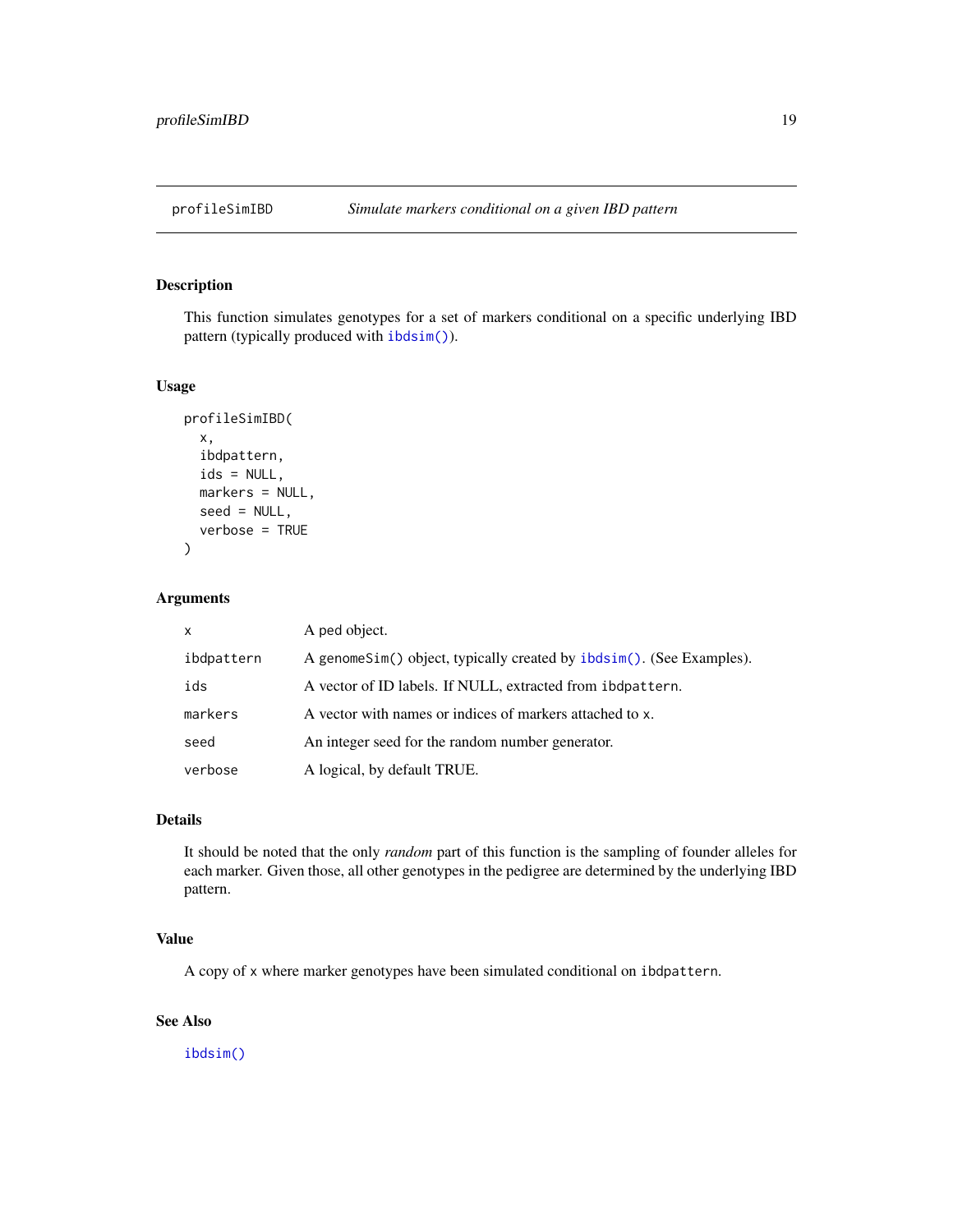# profileSimIBD — *Simulate markers conditional on a given IBD pattern*

## Description

This function simulates genotypes for a set of markers conditional on a specific underlying IBD pattern (typically produced with ibdsim()).

## Usage

```
profileSimIBD(
  x,
  ibdpattern,
  ids = NULL,
  markers = NULL,
  seed = NULL,
  verbose = TRUE
)
```

## Arguments

| | |
|---|---|
| x | A ped object. |
| ibdpattern | A genomeSim() object, typically created by ibdsim(). (See Examples). |
| ids | A vector of ID labels. If NULL, extracted from ibdpattern. |
| markers | A vector with names or indices of markers attached to x. |
| seed | An integer seed for the random number generator. |
| verbose | A logical, by default TRUE. |

## Details

It should be noted that the only *random* part of this function is the sampling of founder alleles for each marker. Given those, all other genotypes in the pedigree are determined by the underlying IBD pattern.

## Value

A copy of x where marker genotypes have been simulated conditional on ibdpattern.

## See Also

ibdsim()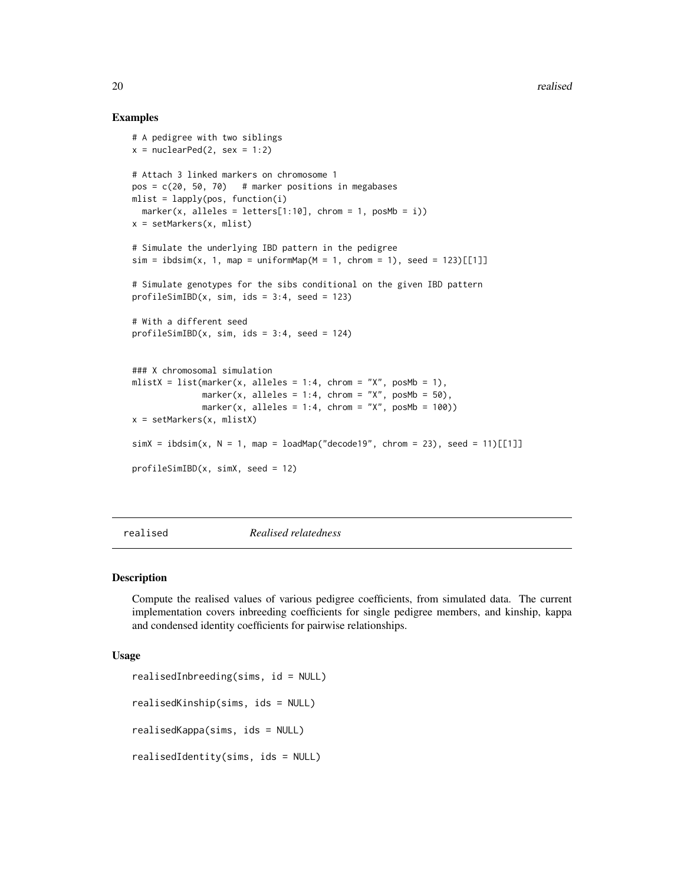## Examples

```
# A pedigree with two siblings
x = nuclearPed(2, sex = 1:2)

# Attach 3 linked markers on chromosome 1
pos = c(20, 50, 70)   # marker positions in megabases
mlist = lapply(pos, function(i)
  marker(x, alleles = letters[1:10], chrom = 1, posMb = i))
x = setMarkers(x, mlist)

# Simulate the underlying IBD pattern in the pedigree
sim = ibdsim(x, 1, map = uniformMap(M = 1, chrom = 1), seed = 123)[[1]]

# Simulate genotypes for the sibs conditional on the given IBD pattern
profileSimIBD(x, sim, ids = 3:4, seed = 123)

# With a different seed
profileSimIBD(x, sim, ids = 3:4, seed = 124)


### X chromosomal simulation
mlistX = list(marker(x, alleles = 1:4, chrom = "X", posMb = 1),
              marker(x, alleles = 1:4, chrom = "X", posMb = 50),
              marker(x, alleles = 1:4, chrom = "X", posMb = 100))
x = setMarkers(x, mlistX)

simX = ibdsim(x, N = 1, map = loadMap("decode19", chrom = 23), seed = 11)[[1]]

profileSimIBD(x, simX, seed = 12)
```

---

# realised — *Realised relatedness*

## Description

Compute the realised values of various pedigree coefficients, from simulated data. The current implementation covers inbreeding coefficients for single pedigree members, and kinship, kappa and condensed identity coefficients for pairwise relationships.

## Usage

```
realisedInbreeding(sims, id = NULL)

realisedKinship(sims, ids = NULL)

realisedKappa(sims, ids = NULL)

realisedIdentity(sims, ids = NULL)
```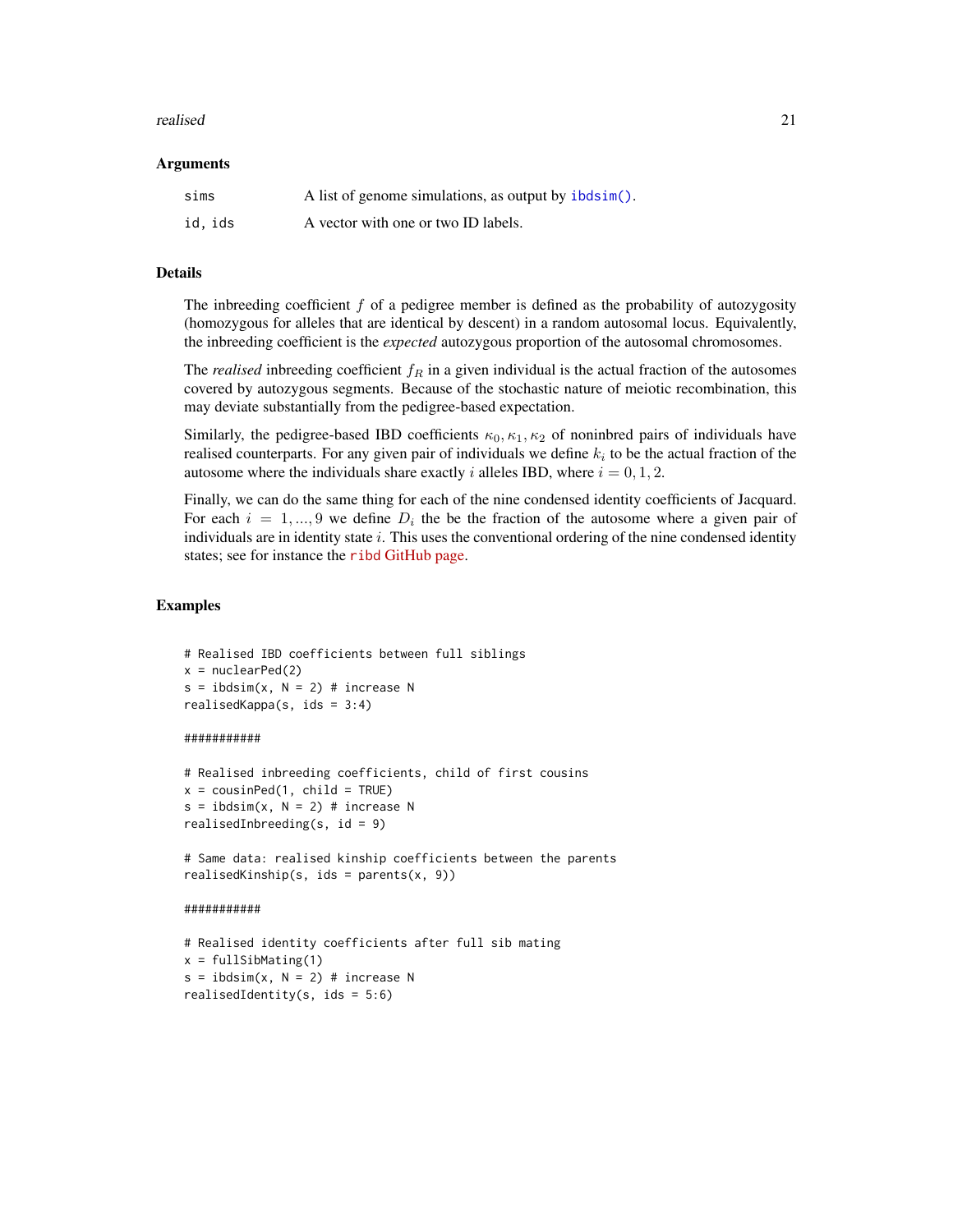### Arguments

| | |
|---|---|
| `sims` | A list of genome simulations, as output by `ibdsim()`. |
| `id, ids` | A vector with one or two ID labels. |

### Details

The inbreeding coefficient $f$ of a pedigree member is defined as the probability of autozygosity (homozygous for alleles that are identical by descent) in a random autosomal locus. Equivalently, the inbreeding coefficient is the *expected* autozygous proportion of the autosomal chromosomes.

The *realised* inbreeding coefficient $f_R$ in a given individual is the actual fraction of the autosomes covered by autozygous segments. Because of the stochastic nature of meiotic recombination, this may deviate substantially from the pedigree-based expectation.

Similarly, the pedigree-based IBD coefficients $\kappa_0, \kappa_1, \kappa_2$ of noninbred pairs of individuals have realised counterparts. For any given pair of individuals we define $k_i$ to be the actual fraction of the autosome where the individuals share exactly $i$ alleles IBD, where $i = 0, 1, 2$.

Finally, we can do the same thing for each of the nine condensed identity coefficients of Jacquard. For each $i = 1, ..., 9$ we define $D_i$ the be the fraction of the autosome where a given pair of individuals are in identity state $i$. This uses the conventional ordering of the nine condensed identity states; see for instance the `ribd` GitHub page.

### Examples

```
# Realised IBD coefficients between full siblings
x = nuclearPed(2)
s = ibdsim(x, N = 2) # increase N
realisedKappa(s, ids = 3:4)

###########

# Realised inbreeding coefficients, child of first cousins
x = cousinPed(1, child = TRUE)
s = ibdsim(x, N = 2) # increase N
realisedInbreeding(s, id = 9)

# Same data: realised kinship coefficients between the parents
realisedKinship(s, ids = parents(x, 9))

###########

# Realised identity coefficients after full sib mating
x = fullSibMating(1)
s = ibdsim(x, N = 2) # increase N
realisedIdentity(s, ids = 5:6)
```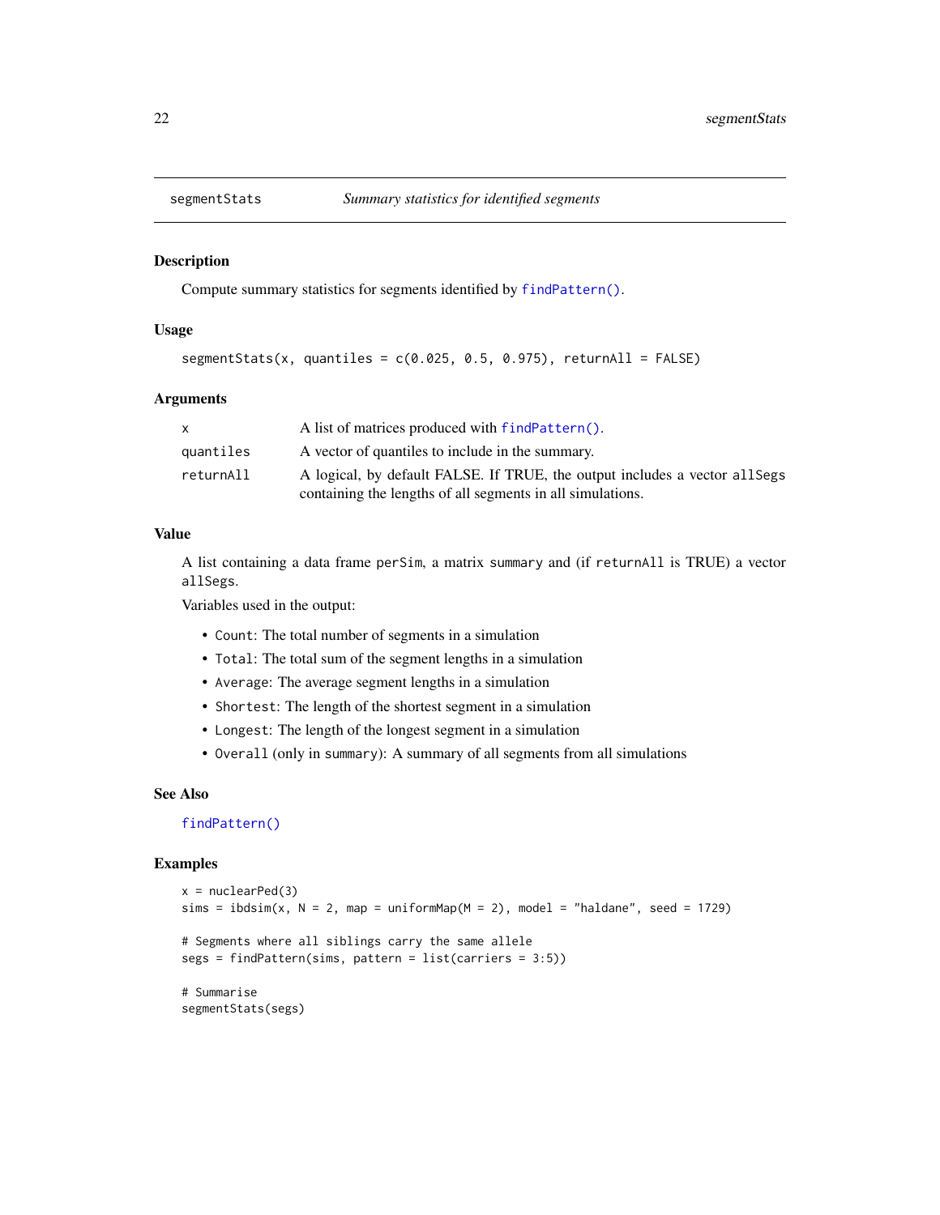## segmentStats — *Summary statistics for identified segments*

### Description

Compute summary statistics for segments identified by `findPattern()`.

### Usage

```
segmentStats(x, quantiles = c(0.025, 0.5, 0.975), returnAll = FALSE)
```

### Arguments

| | |
|---|---|
| `x` | A list of matrices produced with `findPattern()`. |
| `quantiles` | A vector of quantiles to include in the summary. |
| `returnAll` | A logical, by default FALSE. If TRUE, the output includes a vector `allSegs` containing the lengths of all segments in all simulations. |

### Value

A list containing a data frame `perSim`, a matrix `summary` and (if `returnAll` is TRUE) a vector `allSegs`.

Variables used in the output:

- `Count`: The total number of segments in a simulation
- `Total`: The total sum of the segment lengths in a simulation
- `Average`: The average segment lengths in a simulation
- `Shortest`: The length of the shortest segment in a simulation
- `Longest`: The length of the longest segment in a simulation
- `Overall` (only in `summary`): A summary of all segments from all simulations

### See Also

`findPattern()`

### Examples

```
x = nuclearPed(3)
sims = ibdsim(x, N = 2, map = uniformMap(M = 2), model = "haldane", seed = 1729)

# Segments where all siblings carry the same allele
segs = findPattern(sims, pattern = list(carriers = 3:5))

# Summarise
segmentStats(segs)
```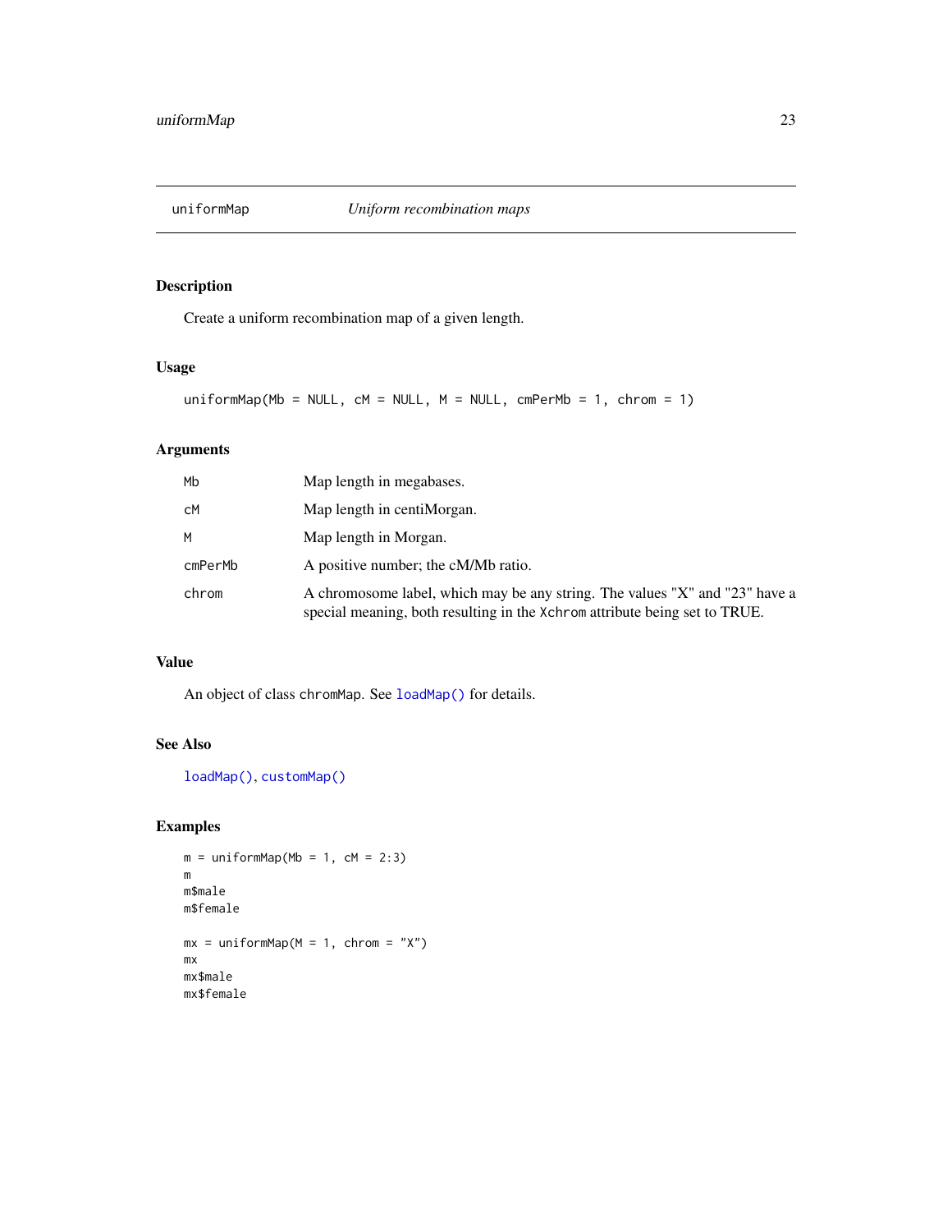## uniformMap — *Uniform recombination maps*

### Description

Create a uniform recombination map of a given length.

### Usage

```
uniformMap(Mb = NULL, cM = NULL, M = NULL, cmPerMb = 1, chrom = 1)
```

### Arguments

| | |
|---|---|
| `Mb` | Map length in megabases. |
| `cM` | Map length in centiMorgan. |
| `M` | Map length in Morgan. |
| `cmPerMb` | A positive number; the cM/Mb ratio. |
| `chrom` | A chromosome label, which may be any string. The values "X" and "23" have a special meaning, both resulting in the `Xchrom` attribute being set to TRUE. |

### Value

An object of class `chromMap`. See `loadMap()` for details.

### See Also

`loadMap()`, `customMap()`

### Examples

```
m = uniformMap(Mb = 1, cM = 2:3)
m
m$male
m$female

mx = uniformMap(M = 1, chrom = "X")
mx
mx$male
mx$female
```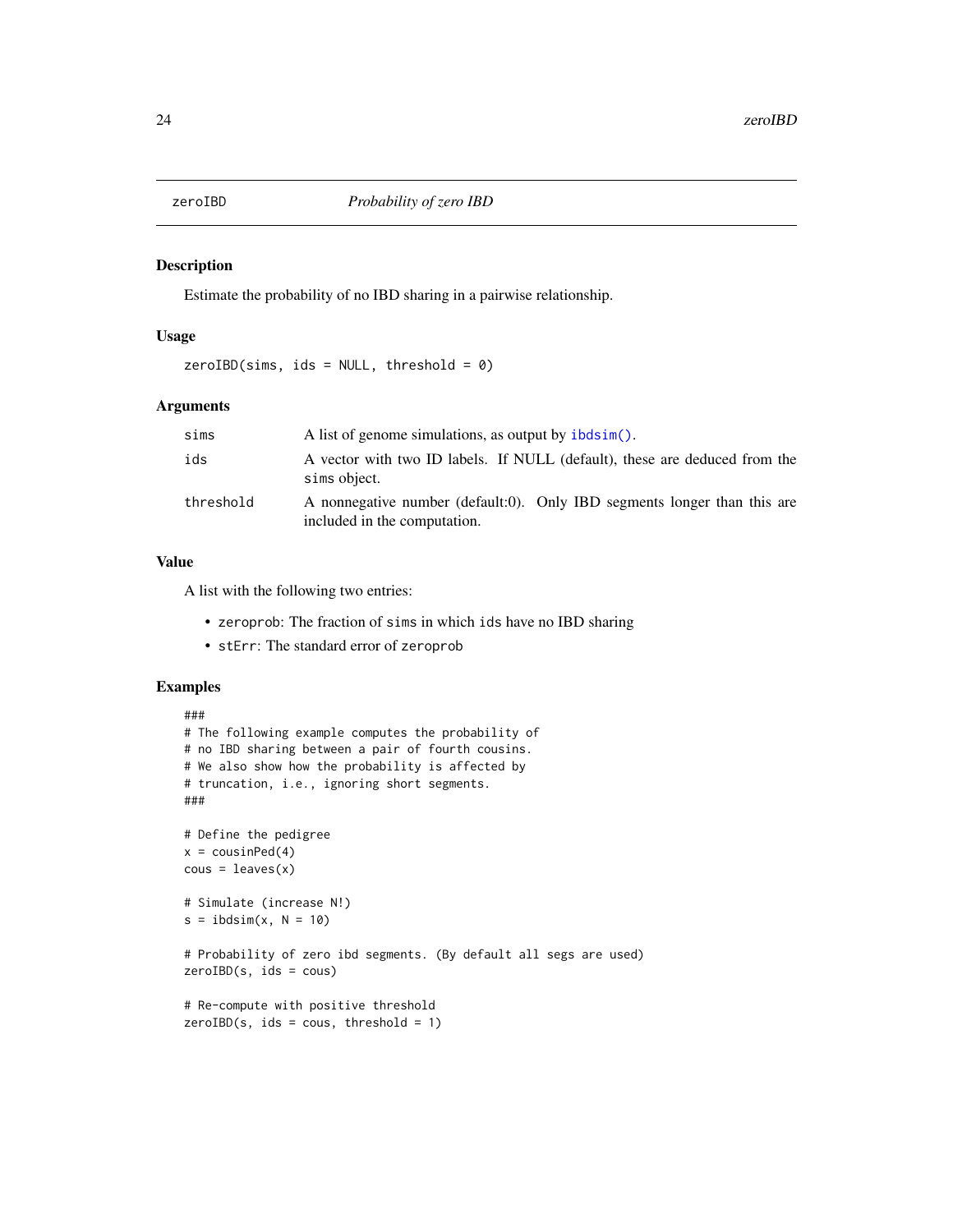# zeroIBD — *Probability of zero IBD*

## Description

Estimate the probability of no IBD sharing in a pairwise relationship.

## Usage

```
zeroIBD(sims, ids = NULL, threshold = 0)
```

## Arguments

| | |
|---|---|
| sims | A list of genome simulations, as output by `ibdsim()`. |
| ids | A vector with two ID labels. If NULL (default), these are deduced from the `sims` object. |
| threshold | A nonnegative number (default:0). Only IBD segments longer than this are included in the computation. |

## Value

A list with the following two entries:

- `zeroprob`: The fraction of `sims` in which `ids` have no IBD sharing
- `stErr`: The standard error of `zeroprob`

## Examples

```
###
# The following example computes the probability of
# no IBD sharing between a pair of fourth cousins.
# We also show how the probability is affected by
# truncation, i.e., ignoring short segments.
###

# Define the pedigree
x = cousinPed(4)
cous = leaves(x)

# Simulate (increase N!)
s = ibdsim(x, N = 10)

# Probability of zero ibd segments. (By default all segs are used)
zeroIBD(s, ids = cous)

# Re-compute with positive threshold
zeroIBD(s, ids = cous, threshold = 1)
```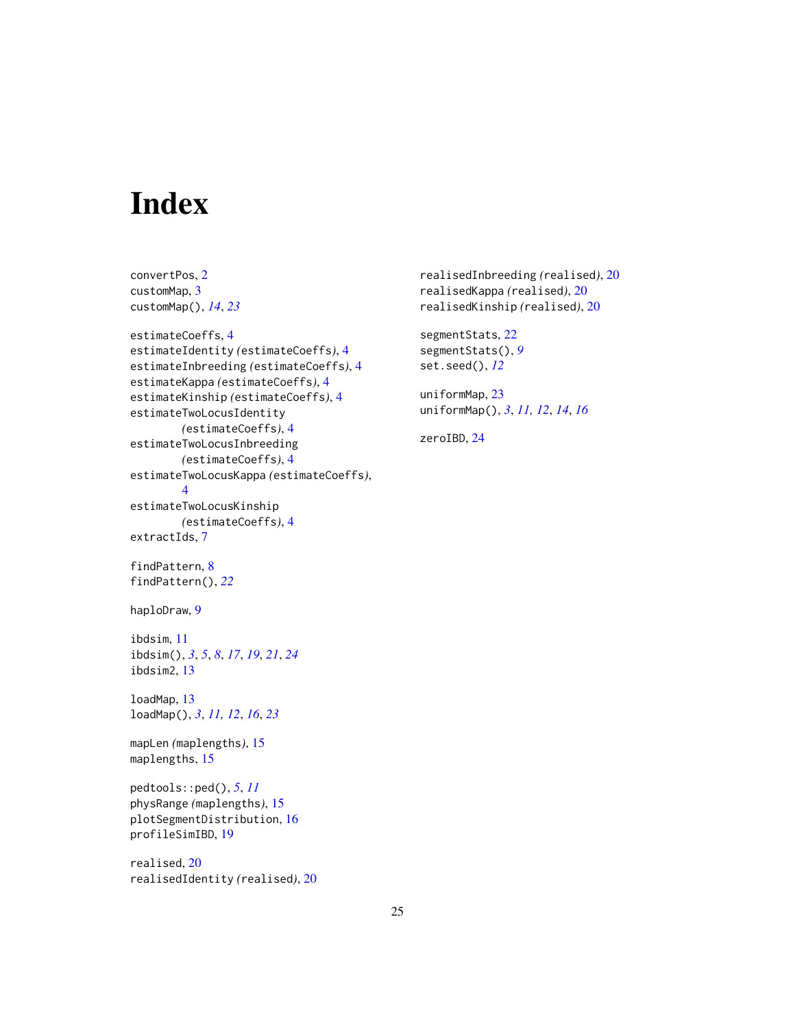# Index

convertPos, 2
customMap, 3
customMap(), *14*, *23*

estimateCoeffs, 4
estimateIdentity *(estimateCoeffs)*, 4
estimateInbreeding *(estimateCoeffs)*, 4
estimateKappa *(estimateCoeffs)*, 4
estimateKinship *(estimateCoeffs)*, 4
estimateTwoLocusIdentity *(estimateCoeffs)*, 4
estimateTwoLocusInbreeding *(estimateCoeffs)*, 4
estimateTwoLocusKappa *(estimateCoeffs)*, 4
estimateTwoLocusKinship *(estimateCoeffs)*, 4
extractIds, 7

findPattern, 8
findPattern(), *22*

haploDraw, 9

ibdsim, 11
ibdsim(), *3*, *5*, *8*, *17*, *19*, *21*, *24*
ibdsim2, 13

loadMap, 13
loadMap(), *3*, *11, 12*, *16*, *23*

mapLen *(maplengths)*, 15
maplengths, 15

pedtools::ped(), *5*, *11*
physRange *(maplengths)*, 15
plotSegmentDistribution, 16
profileSimIBD, 19

realised, 20
realisedIdentity *(realised)*, 20
realisedInbreeding *(realised)*, 20
realisedKappa *(realised)*, 20
realisedKinship *(realised)*, 20

segmentStats, 22
segmentStats(), *9*
set.seed(), *12*

uniformMap, 23
uniformMap(), *3*, *11, 12*, *14*, *16*

zeroIBD, 24